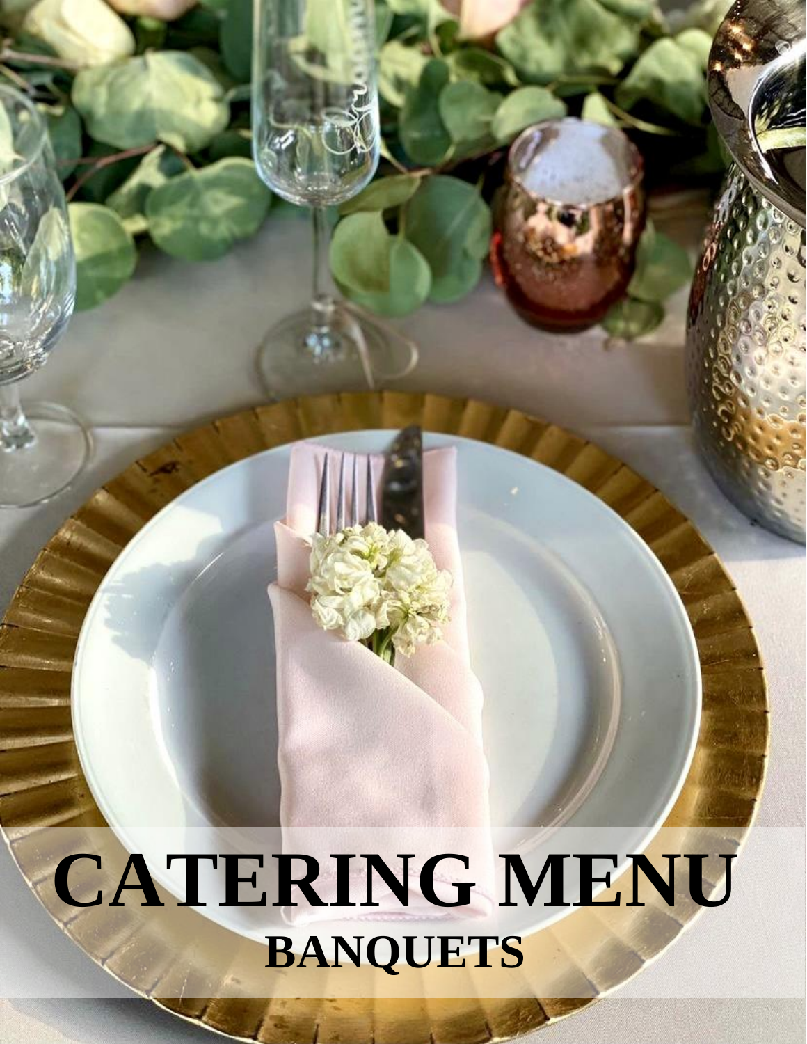# CATERING MENU

## BANQUETS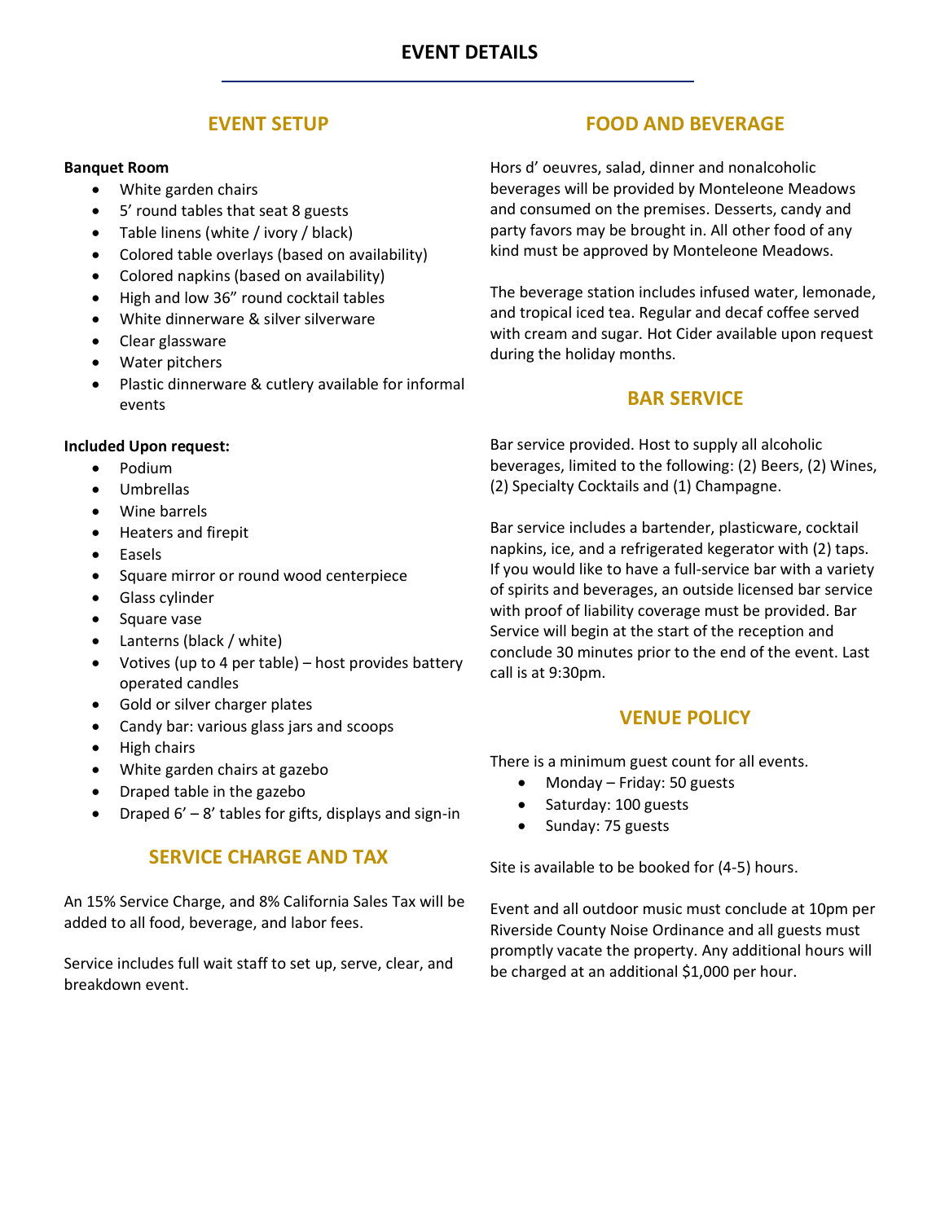# EVENT DETAILS

## EVENT SETUP

**Banquet Room**

- White garden chairs
- 5' round tables that seat 8 guests
- Table linens (white / ivory / black)
- Colored table overlays (based on availability)
- Colored napkins (based on availability)
- High and low 36" round cocktail tables
- White dinnerware & silver silverware
- Clear glassware
- Water pitchers
- Plastic dinnerware & cutlery available for informal events

**Included Upon request:**

- Podium
- Umbrellas
- Wine barrels
- Heaters and firepit
- Easels
- Square mirror or round wood centerpiece
- Glass cylinder
- Square vase
- Lanterns (black / white)
- Votives (up to 4 per table) – host provides battery operated candles
- Gold or silver charger plates
- Candy bar: various glass jars and scoops
- High chairs
- White garden chairs at gazebo
- Draped table in the gazebo
- Draped 6' – 8' tables for gifts, displays and sign-in

## SERVICE CHARGE AND TAX

An 15% Service Charge, and 8% California Sales Tax will be added to all food, beverage, and labor fees.

Service includes full wait staff to set up, serve, clear, and breakdown event.

## FOOD AND BEVERAGE

Hors d' oeuvres, salad, dinner and nonalcoholic beverages will be provided by Monteleone Meadows and consumed on the premises. Desserts, candy and party favors may be brought in. All other food of any kind must be approved by Monteleone Meadows.

The beverage station includes infused water, lemonade, and tropical iced tea. Regular and decaf coffee served with cream and sugar. Hot Cider available upon request during the holiday months.

## BAR SERVICE

Bar service provided. Host to supply all alcoholic beverages, limited to the following: (2) Beers, (2) Wines, (2) Specialty Cocktails and (1) Champagne.

Bar service includes a bartender, plasticware, cocktail napkins, ice, and a refrigerated kegerator with (2) taps. If you would like to have a full-service bar with a variety of spirits and beverages, an outside licensed bar service with proof of liability coverage must be provided. Bar Service will begin at the start of the reception and conclude 30 minutes prior to the end of the event. Last call is at 9:30pm.

## VENUE POLICY

There is a minimum guest count for all events.

- Monday – Friday: 50 guests
- Saturday: 100 guests
- Sunday: 75 guests

Site is available to be booked for (4-5) hours.

Event and all outdoor music must conclude at 10pm per Riverside County Noise Ordinance and all guests must promptly vacate the property. Any additional hours will be charged at an additional $1,000 per hour.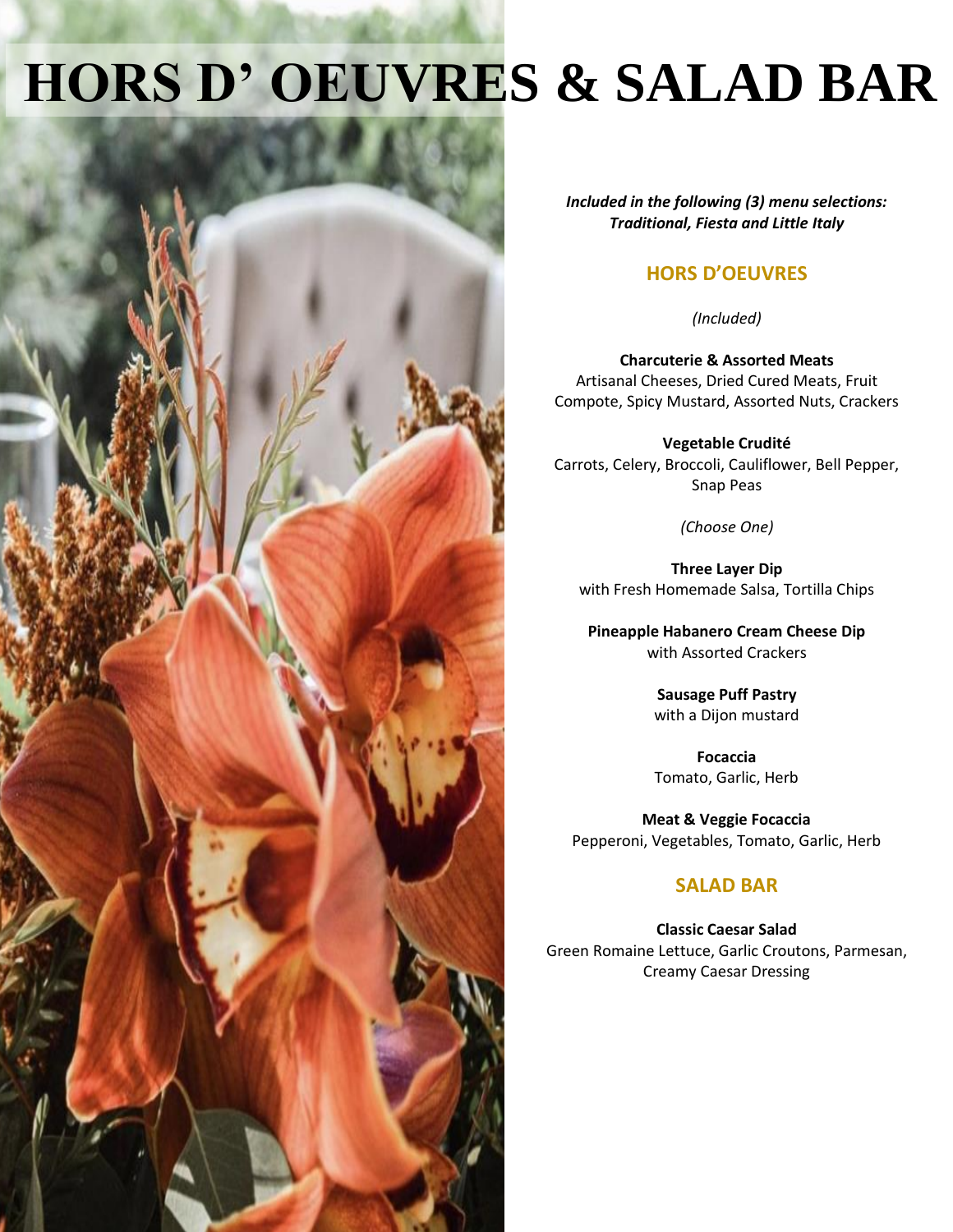# HORS D' OEUVRES & SALAD BAR

***Included in the following (3) menu selections: Traditional, Fiesta and Little Italy***

## HORS D'OEUVRES

*(Included)*

**Charcuterie & Assorted Meats**
Artisanal Cheeses, Dried Cured Meats, Fruit Compote, Spicy Mustard, Assorted Nuts, Crackers

**Vegetable Crudité**
Carrots, Celery, Broccoli, Cauliflower, Bell Pepper, Snap Peas

*(Choose One)*

**Three Layer Dip**
with Fresh Homemade Salsa, Tortilla Chips

**Pineapple Habanero Cream Cheese Dip**
with Assorted Crackers

**Sausage Puff Pastry**
with a Dijon mustard

**Focaccia**
Tomato, Garlic, Herb

**Meat & Veggie Focaccia**
Pepperoni, Vegetables, Tomato, Garlic, Herb

## SALAD BAR

**Classic Caesar Salad**
Green Romaine Lettuce, Garlic Croutons, Parmesan, Creamy Caesar Dressing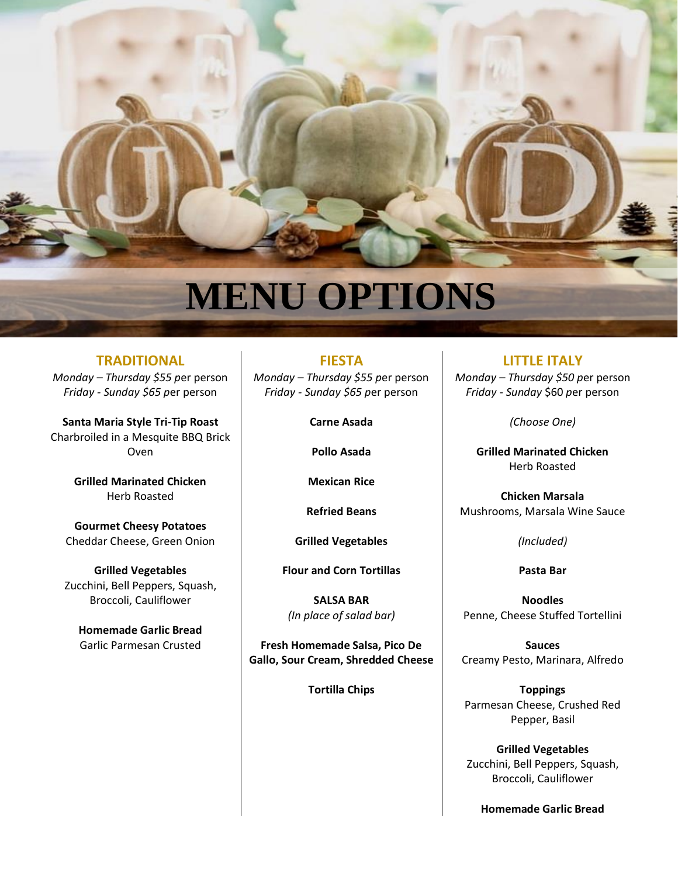# MENU OPTIONS

## TRADITIONAL

*Monday – Thursday $55* per person
*Friday - Sunday $65* per person

**Santa Maria Style Tri-Tip Roast**
Charbroiled in a Mesquite BBQ Brick Oven

**Grilled Marinated Chicken**
Herb Roasted

**Gourmet Cheesy Potatoes**
Cheddar Cheese, Green Onion

**Grilled Vegetables**
Zucchini, Bell Peppers, Squash, Broccoli, Cauliflower

**Homemade Garlic Bread**
Garlic Parmesan Crusted

## FIESTA

*Monday – Thursday $55* per person
*Friday - Sunday $65* per person

**Carne Asada**

**Pollo Asada**

**Mexican Rice**

**Refried Beans**

**Grilled Vegetables**

**Flour and Corn Tortillas**

**SALSA BAR**
*(In place of salad bar)*

**Fresh Homemade Salsa, Pico De Gallo, Sour Cream, Shredded Cheese**

**Tortilla Chips**

## LITTLE ITALY

*Monday – Thursday $50* per person
*Friday - Sunday* $60 per person

*(Choose One)*

**Grilled Marinated Chicken**
Herb Roasted

**Chicken Marsala**
Mushrooms, Marsala Wine Sauce

*(Included)*

**Pasta Bar**

**Noodles**
Penne, Cheese Stuffed Tortellini

**Sauces**
Creamy Pesto, Marinara, Alfredo

**Toppings**
Parmesan Cheese, Crushed Red Pepper, Basil

**Grilled Vegetables**
Zucchini, Bell Peppers, Squash, Broccoli, Cauliflower

**Homemade Garlic Bread**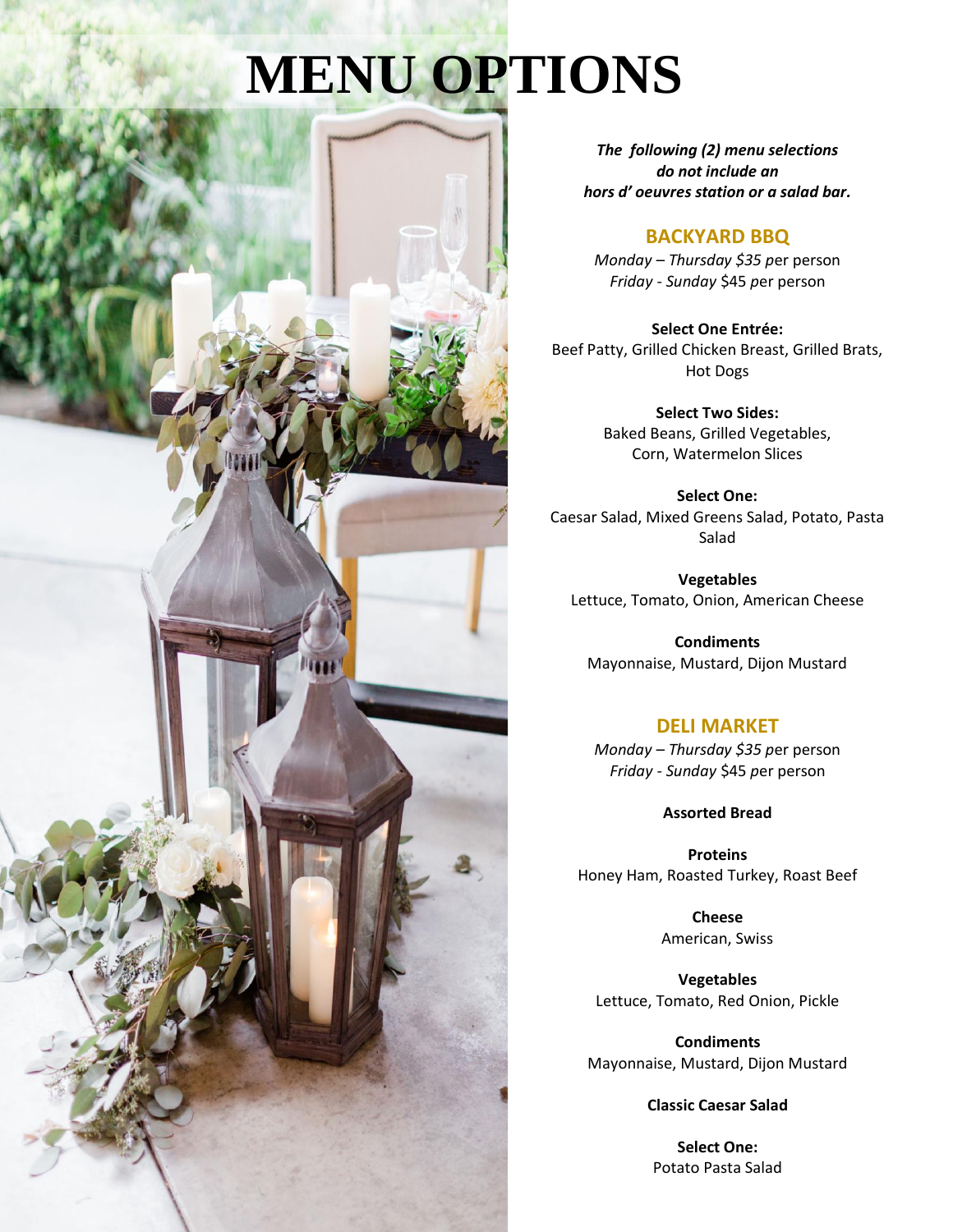# MENU OPTIONS

***The following (2) menu selections do not include an hors d' oeuvres station or a salad bar.***

## BACKYARD BBQ

*Monday – Thursday $35* per person
*Friday - Sunday* $45 per person

**Select One Entrée:**
Beef Patty, Grilled Chicken Breast, Grilled Brats, Hot Dogs

**Select Two Sides:**
Baked Beans, Grilled Vegetables, Corn, Watermelon Slices

**Select One:**
Caesar Salad, Mixed Greens Salad, Potato, Pasta Salad

**Vegetables**
Lettuce, Tomato, Onion, American Cheese

**Condiments**
Mayonnaise, Mustard, Dijon Mustard

## DELI MARKET

*Monday – Thursday $35* per person
*Friday - Sunday* $45 per person

**Assorted Bread**

**Proteins**
Honey Ham, Roasted Turkey, Roast Beef

**Cheese**
American, Swiss

**Vegetables**
Lettuce, Tomato, Red Onion, Pickle

**Condiments**
Mayonnaise, Mustard, Dijon Mustard

**Classic Caesar Salad**

**Select One:**
Potato Pasta Salad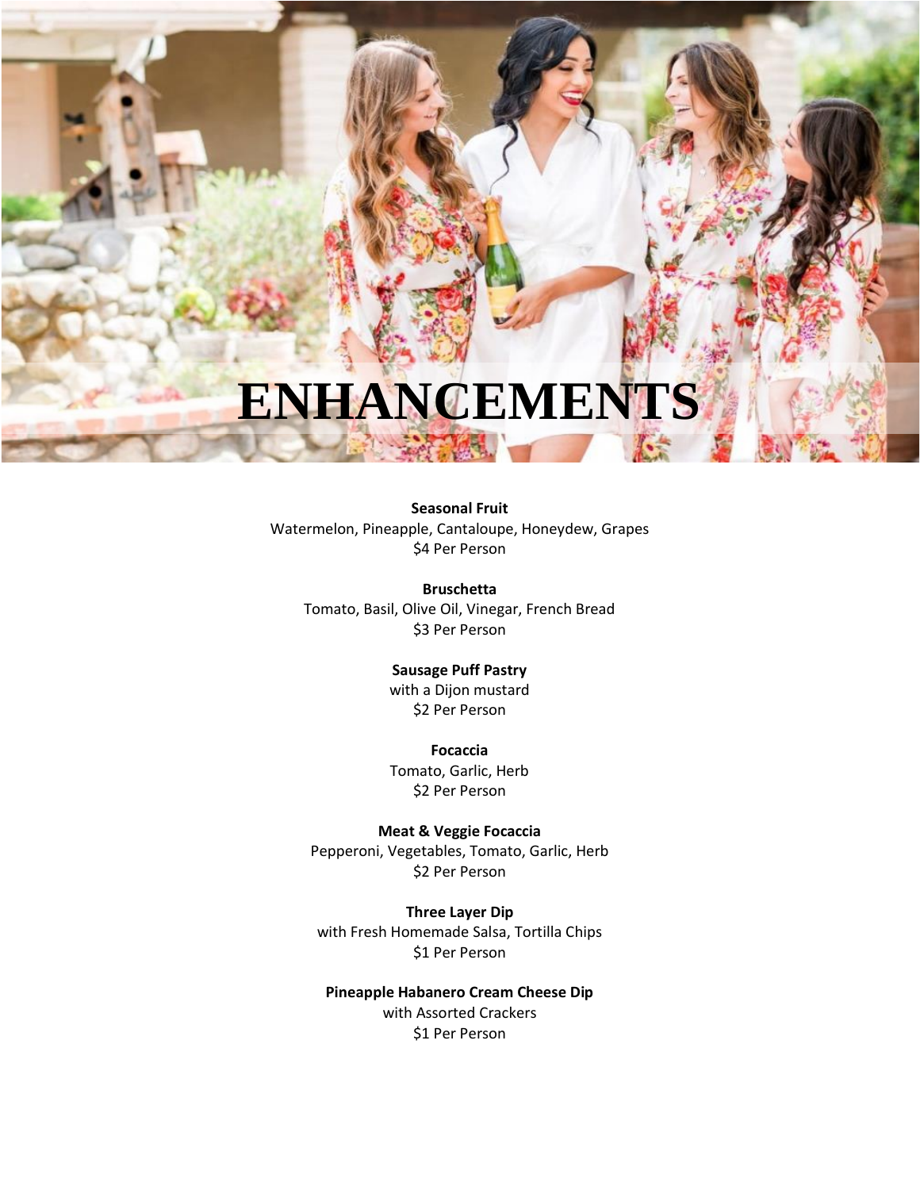# ENHANCEMENTS

**Seasonal Fruit**
Watermelon, Pineapple, Cantaloupe, Honeydew, Grapes
$4 Per Person

**Bruschetta**
Tomato, Basil, Olive Oil, Vinegar, French Bread
$3 Per Person

**Sausage Puff Pastry**
with a Dijon mustard
$2 Per Person

**Focaccia**
Tomato, Garlic, Herb
$2 Per Person

**Meat & Veggie Focaccia**
Pepperoni, Vegetables, Tomato, Garlic, Herb
$2 Per Person

**Three Layer Dip**
with Fresh Homemade Salsa, Tortilla Chips
$1 Per Person

**Pineapple Habanero Cream Cheese Dip**
with Assorted Crackers
$1 Per Person